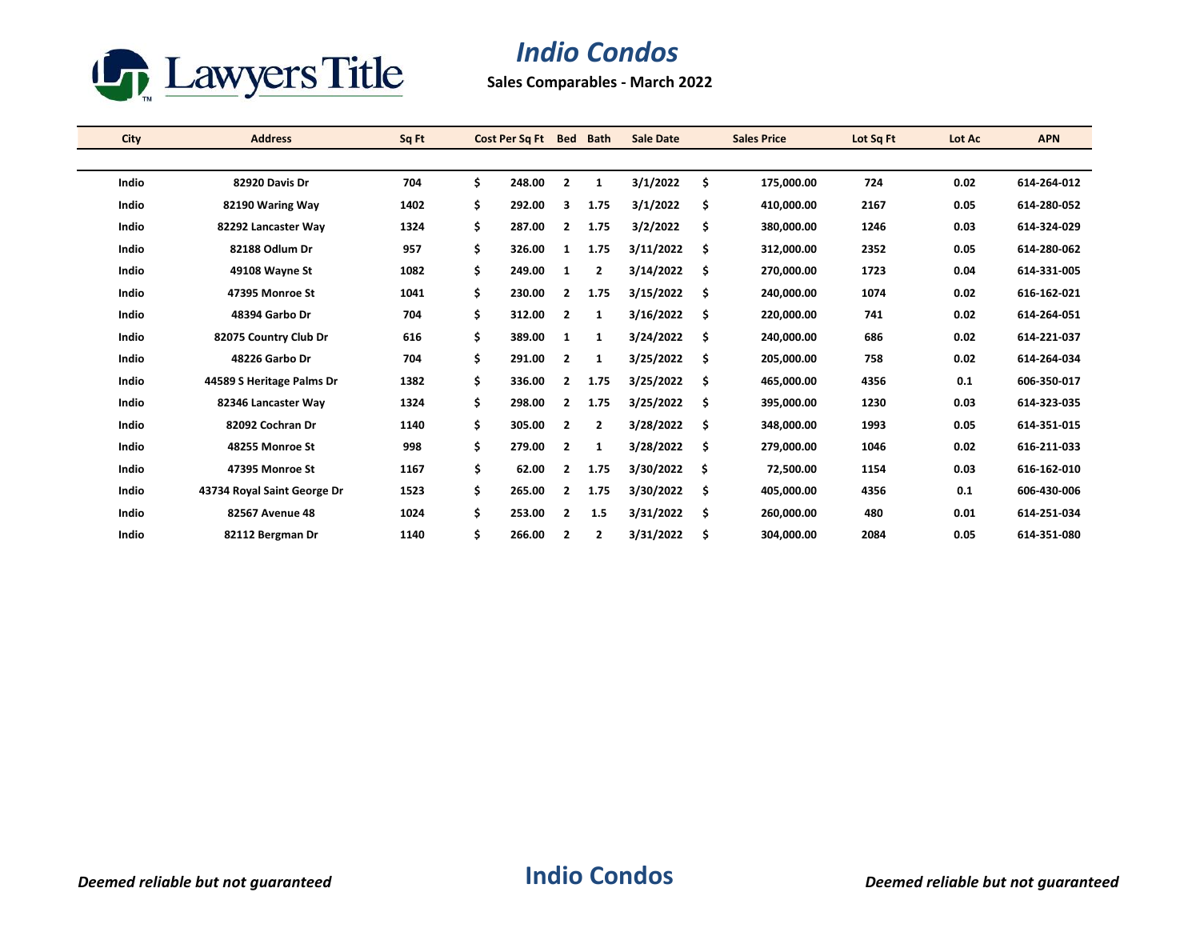Lawyers Title

# Indio Condos

**Sales Comparables - March 2022**

| City | Address | Sq Ft | Cost Per Sq Ft | Bed | Bath | Sale Date | Sales Price | Lot Sq Ft | Lot Ac | APN |
|---|---|---|---|---|---|---|---|---|---|---|
| Indio | 82920 Davis Dr | 704 | $ 248.00 | 2 | 1 | 3/1/2022 | $ 175,000.00 | 724 | 0.02 | 614-264-012 |
| Indio | 82190 Waring Way | 1402 | $ 292.00 | 3 | 1.75 | 3/1/2022 | $ 410,000.00 | 2167 | 0.05 | 614-280-052 |
| Indio | 82292 Lancaster Way | 1324 | $ 287.00 | 2 | 1.75 | 3/2/2022 | $ 380,000.00 | 1246 | 0.03 | 614-324-029 |
| Indio | 82188 Odlum Dr | 957 | $ 326.00 | 1 | 1.75 | 3/11/2022 | $ 312,000.00 | 2352 | 0.05 | 614-280-062 |
| Indio | 49108 Wayne St | 1082 | $ 249.00 | 1 | 2 | 3/14/2022 | $ 270,000.00 | 1723 | 0.04 | 614-331-005 |
| Indio | 47395 Monroe St | 1041 | $ 230.00 | 2 | 1.75 | 3/15/2022 | $ 240,000.00 | 1074 | 0.02 | 616-162-021 |
| Indio | 48394 Garbo Dr | 704 | $ 312.00 | 2 | 1 | 3/16/2022 | $ 220,000.00 | 741 | 0.02 | 614-264-051 |
| Indio | 82075 Country Club Dr | 616 | $ 389.00 | 1 | 1 | 3/24/2022 | $ 240,000.00 | 686 | 0.02 | 614-221-037 |
| Indio | 48226 Garbo Dr | 704 | $ 291.00 | 2 | 1 | 3/25/2022 | $ 205,000.00 | 758 | 0.02 | 614-264-034 |
| Indio | 44589 S Heritage Palms Dr | 1382 | $ 336.00 | 2 | 1.75 | 3/25/2022 | $ 465,000.00 | 4356 | 0.1 | 606-350-017 |
| Indio | 82346 Lancaster Way | 1324 | $ 298.00 | 2 | 1.75 | 3/25/2022 | $ 395,000.00 | 1230 | 0.03 | 614-323-035 |
| Indio | 82092 Cochran Dr | 1140 | $ 305.00 | 2 | 2 | 3/28/2022 | $ 348,000.00 | 1993 | 0.05 | 614-351-015 |
| Indio | 48255 Monroe St | 998 | $ 279.00 | 2 | 1 | 3/28/2022 | $ 279,000.00 | 1046 | 0.02 | 616-211-033 |
| Indio | 47395 Monroe St | 1167 | $ 62.00 | 2 | 1.75 | 3/30/2022 | $ 72,500.00 | 1154 | 0.03 | 616-162-010 |
| Indio | 43734 Royal Saint George Dr | 1523 | $ 265.00 | 2 | 1.75 | 3/30/2022 | $ 405,000.00 | 4356 | 0.1 | 606-430-006 |
| Indio | 82567 Avenue 48 | 1024 | $ 253.00 | 2 | 1.5 | 3/31/2022 | $ 260,000.00 | 480 | 0.01 | 614-251-034 |
| Indio | 82112 Bergman Dr | 1140 | $ 266.00 | 2 | 2 | 3/31/2022 | $ 304,000.00 | 2084 | 0.05 | 614-351-080 |

*Deemed reliable but not guaranteed*

**Indio Condos**

*Deemed reliable but not guaranteed*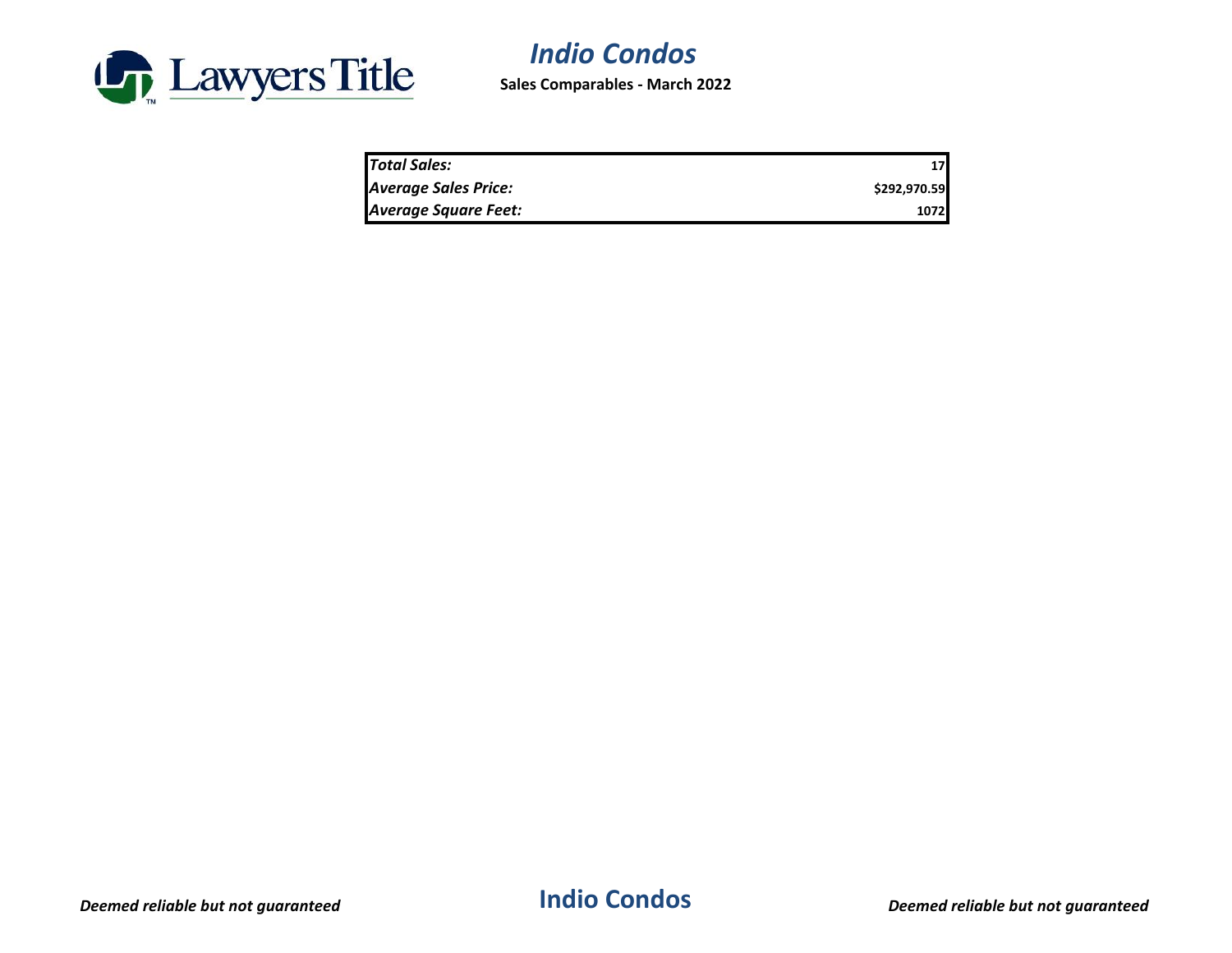# Indio Condos

**Sales Comparables - March 2022**

| | |
|---|---|
| ***Total Sales:*** | **17** |
| ***Average Sales Price:*** | **$292,970.59** |
| ***Average Square Feet:*** | **1072** |

*Deemed reliable but not guaranteed*

**Indio Condos**

*Deemed reliable but not guaranteed*